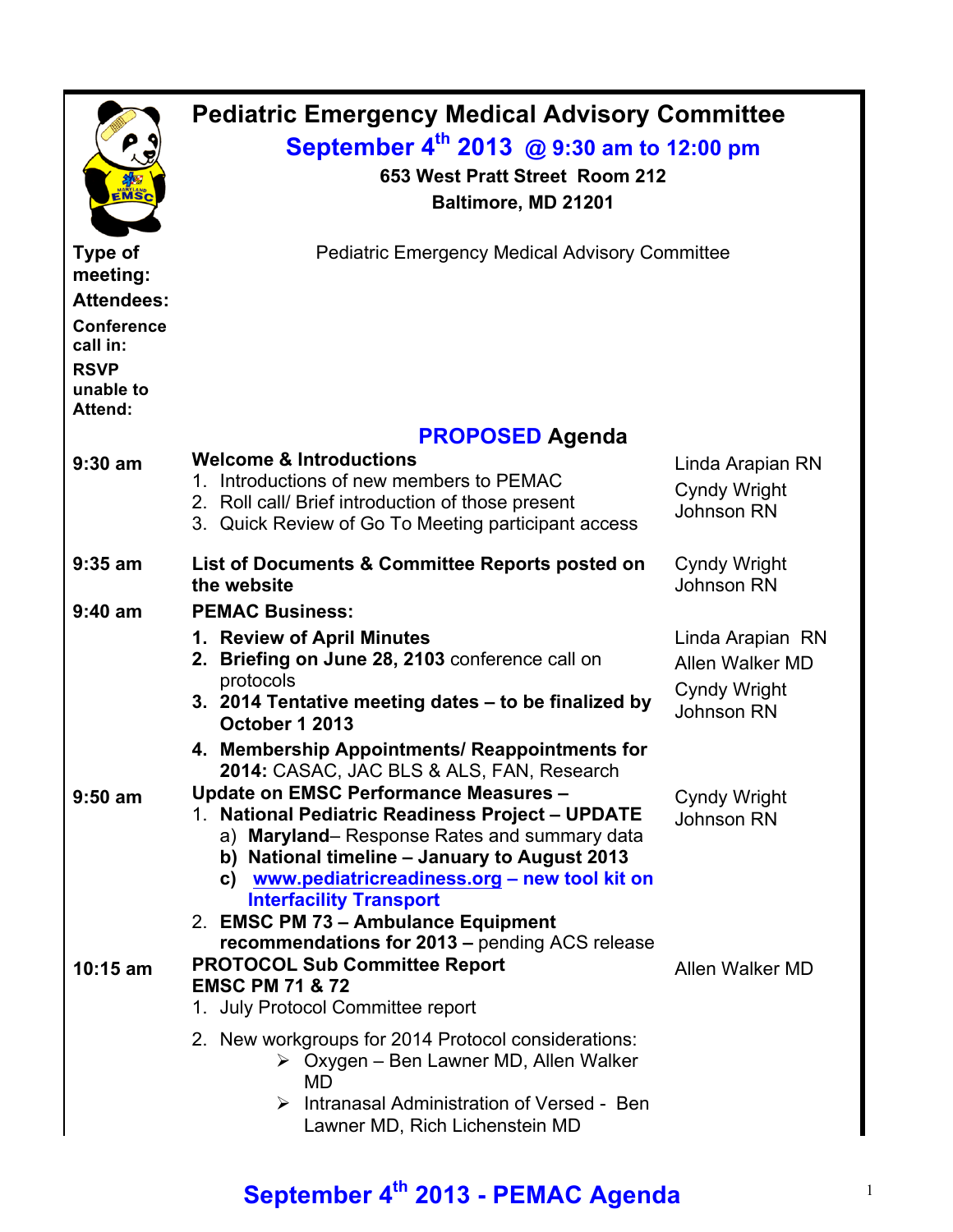# Pediatric Emergency Medical Advisory Committee

## September 4th 2013 @ 9:30 am to 12:00 pm

**653 West Pratt Street Room 212**
**Baltimore, MD 21201**

| | |
|---|---|
| **Type of meeting:** | Pediatric Emergency Medical Advisory Committee |
| **Attendees:** | |
| **Conference call in:** | |
| **RSVP unable to Attend:** | |

## PROPOSED Agenda

| Time | Item | Presenter |
|---|---|---|
| 9:30 am | **Welcome & Introductions**<br>1. Introductions of new members to PEMAC<br>2. Roll call/ Brief introduction of those present<br>3. Quick Review of Go To Meeting participant access | Linda Arapian RN<br>Cyndy Wright Johnson RN |
| 9:35 am | **List of Documents & Committee Reports posted on the website** | Cyndy Wright Johnson RN |
| 9:40 am | **PEMAC Business:**<br>1. **Review of April Minutes**<br>2. **Briefing on June 28, 2103** conference call on protocols<br>3. **2014 Tentative meeting dates – to be finalized by October 1 2013**<br>4. **Membership Appointments/ Reappointments for 2014:** CASAC, JAC BLS & ALS, FAN, Research | Linda Arapian RN<br>Allen Walker MD<br>Cyndy Wright Johnson RN |
| 9:50 am | **Update on EMSC Performance Measures –**<br>1. **National Pediatric Readiness Project – UPDATE**<br>a) **Maryland**– Response Rates and summary data<br>b) **National timeline – January to August 2013**<br>c) **www.pediatricreadiness.org – new tool kit on Interfacility Transport**<br>2. **EMSC PM 73 – Ambulance Equipment recommendations for 2013 –** pending ACS release | Cyndy Wright Johnson RN |
| 10:15 am | **PROTOCOL Sub Committee Report**<br>**EMSC PM 71 & 72**<br>1. July Protocol Committee report<br>2. New workgroups for 2014 Protocol considerations:<br>➢ Oxygen – Ben Lawner MD, Allen Walker MD<br>➢ Intranasal Administration of Versed - Ben Lawner MD, Rich Lichenstein MD | Allen Walker MD |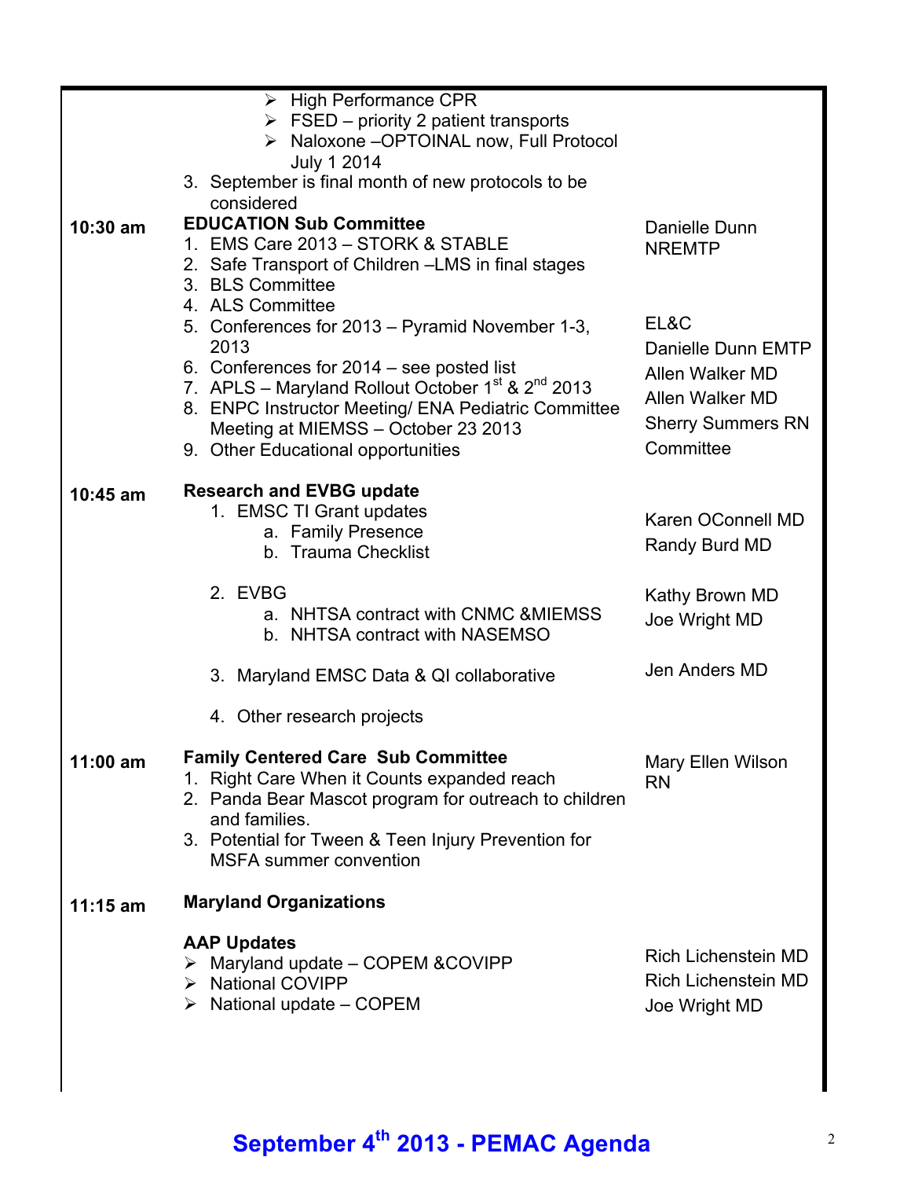|  |  |  |
|---|---|---|
|  | ➢ High Performance CPR<br>➢ FSED – priority 2 patient transports<br>➢ Naloxone –OPTOINAL now, Full Protocol July 1 2014<br>3. September is final month of new protocols to be considered |  |
| **10:30 am** | **EDUCATION Sub Committee**<br>1. EMS Care 2013 – STORK & STABLE<br>2. Safe Transport of Children –LMS in final stages<br>3. BLS Committee<br>4. ALS Committee<br>5. Conferences for 2013 – Pyramid November 1-3, 2013<br>6. Conferences for 2014 – see posted list<br>7. APLS – Maryland Rollout October 1st & 2nd 2013<br>8. ENPC Instructor Meeting/ ENA Pediatric Committee Meeting at MIEMSS – October 23 2013<br>9. Other Educational opportunities | Danielle Dunn NREMTP<br><br><br><br>EL&C<br>Danielle Dunn EMTP<br>Allen Walker MD<br>Allen Walker MD<br>Sherry Summers RN<br>Committee |
| **10:45 am** | **Research and EVBG update**<br>1. EMSC TI Grant updates<br>a. Family Presence<br>b. Trauma Checklist<br><br>2. EVBG<br>a. NHTSA contract with CNMC &MIEMSS<br>b. NHTSA contract with NASEMSO<br><br>3. Maryland EMSC Data & QI collaborative<br><br>4. Other research projects | Karen OConnell MD<br>Randy Burd MD<br><br>Kathy Brown MD<br>Joe Wright MD<br><br>Jen Anders MD |
| **11:00 am** | **Family Centered Care Sub Committee**<br>1. Right Care When it Counts expanded reach<br>2. Panda Bear Mascot program for outreach to children and families.<br>3. Potential for Tween & Teen Injury Prevention for MSFA summer convention | Mary Ellen Wilson RN |
| **11:15 am** | **Maryland Organizations**<br><br>**AAP Updates**<br>➢ Maryland update – COPEM &COVIPP<br>➢ National COVIPP<br>➢ National update – COPEM | <br><br><br>Rich Lichenstein MD<br>Rich Lichenstein MD<br>Joe Wright MD |

**September 4th 2013 - PEMAC Agenda**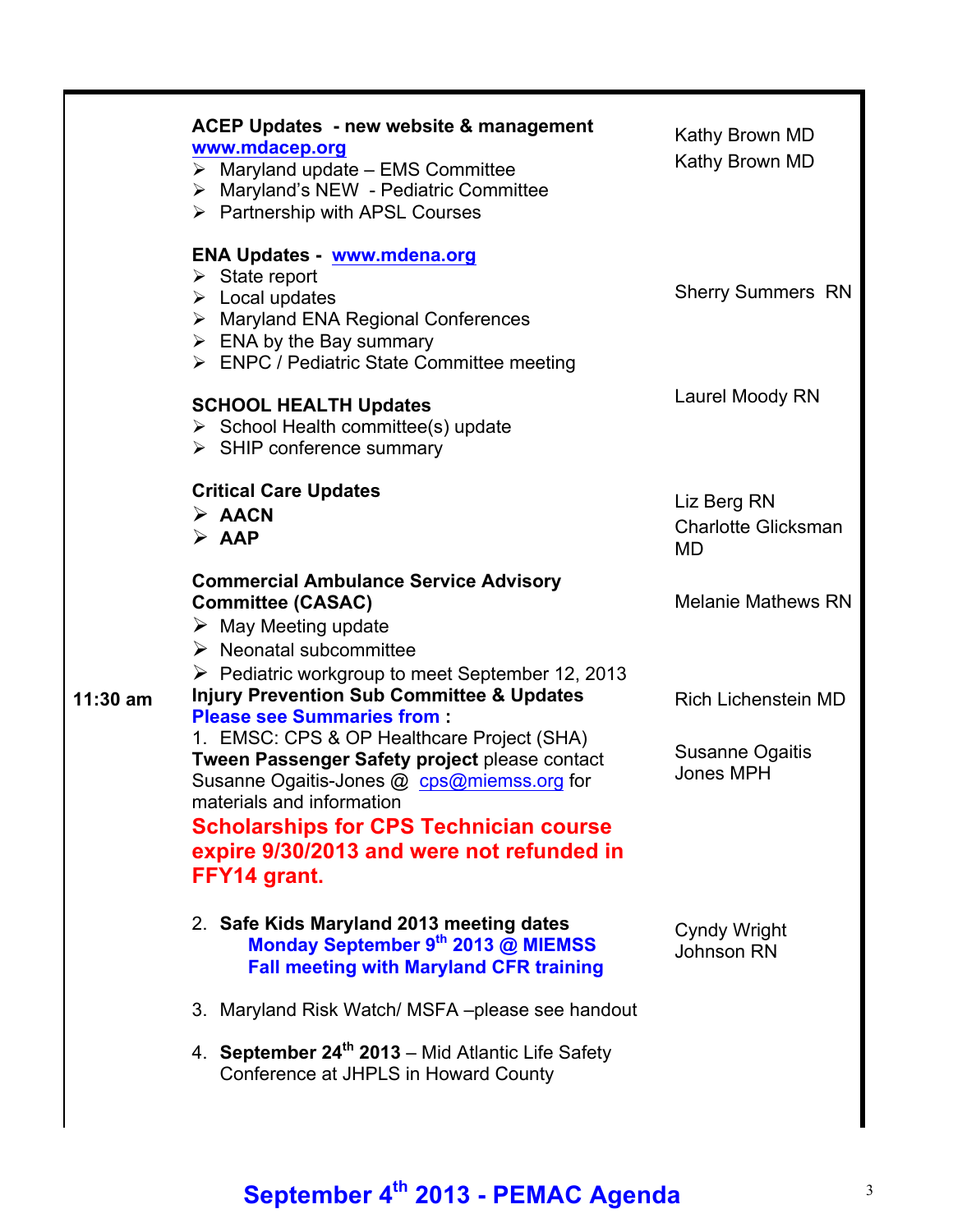| Time | Topic | Presenter |
|---|---|---|
| | **ACEP Updates - new website & management** [www.mdacep.org](http://www.mdacep.org)<br>➢ Maryland update – EMS Committee<br>➢ Maryland's NEW - Pediatric Committee<br>➢ Partnership with APSL Courses | Kathy Brown MD<br>Kathy Brown MD |
| | **ENA Updates -** [www.mdena.org](http://www.mdena.org)<br>➢ State report<br>➢ Local updates<br>➢ Maryland ENA Regional Conferences<br>➢ ENA by the Bay summary<br>➢ ENPC / Pediatric State Committee meeting | Sherry Summers RN |
| | **SCHOOL HEALTH Updates**<br>➢ School Health committee(s) update<br>➢ SHIP conference summary | Laurel Moody RN |
| | **Critical Care Updates**<br>➢ **AACN**<br>➢ **AAP** | Liz Berg RN<br>Charlotte Glicksman MD |
| | **Commercial Ambulance Service Advisory Committee (CASAC)**<br>➢ May Meeting update<br>➢ Neonatal subcommittee<br>➢ Pediatric workgroup to meet September 12, 2013 | Melanie Mathews RN |
| 11:30 am | **Injury Prevention Sub Committee & Updates**<br>**Please see Summaries from :**<br>1. EMSC: CPS & OP Healthcare Project (SHA)<br>**Tween Passenger Safety project** please contact Susanne Ogaitis-Jones @ [cps@miemss.org](mailto:cps@miemss.org) for materials and information<br>**Scholarships for CPS Technician course expire 9/30/2013 and were not refunded in FFY14 grant.** | Rich Lichenstein MD<br><br>Susanne Ogaitis Jones MPH |
| | 2. **Safe Kids Maryland 2013 meeting dates**<br>**Monday September 9th 2013 @ MIEMSS**<br>**Fall meeting with Maryland CFR training**<br><br>3. Maryland Risk Watch/ MSFA –please see handout<br><br>4. **September 24th 2013** – Mid Atlantic Life Safety Conference at JHPLS in Howard County | Cyndy Wright Johnson RN |

**September 4th 2013 - PEMAC Agenda**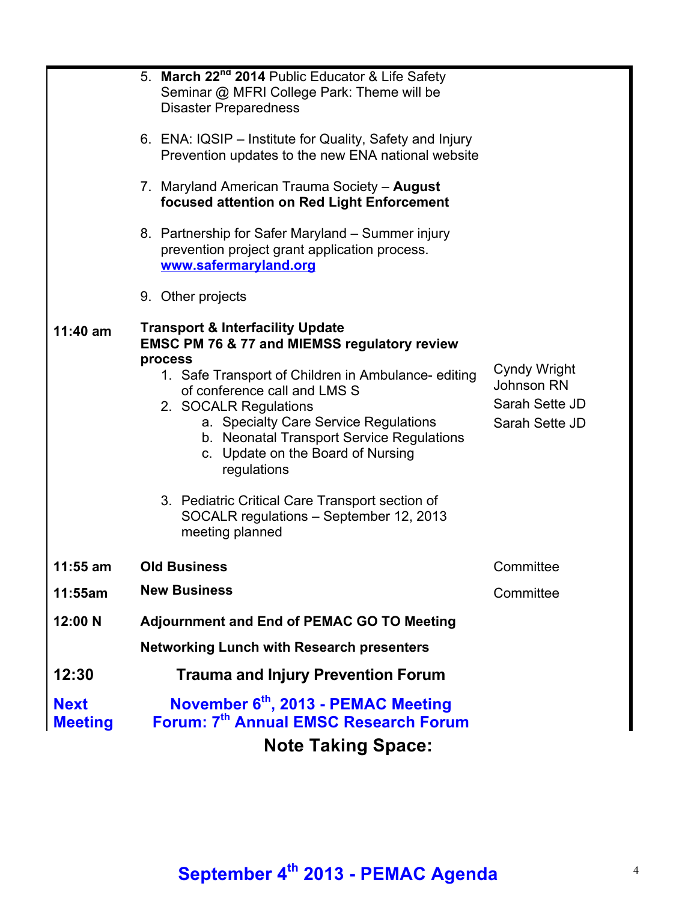| | | |
|---|---|---|
| | 5. **March 22nd 2014** Public Educator & Life Safety Seminar @ MFRI College Park: Theme will be Disaster Preparedness | |
| | 6. ENA: IQSIP – Institute for Quality, Safety and Injury Prevention updates to the new ENA national website | |
| | 7. Maryland American Trauma Society – **August focused attention on Red Light Enforcement** | |
| | 8. Partnership for Safer Maryland – Summer injury prevention project grant application process. **www.safermaryland.org** | |
| | 9. Other projects | |
| **11:40 am** | **Transport & Interfacility Update** **EMSC PM 76 & 77 and MIEMSS regulatory review process** <br> 1. Safe Transport of Children in Ambulance- editing of conference call and LMS S <br> 2. SOCALR Regulations <br> a. Specialty Care Service Regulations <br> b. Neonatal Transport Service Regulations <br> c. Update on the Board of Nursing regulations <br> 3. Pediatric Critical Care Transport section of SOCALR regulations – September 12, 2013 meeting planned | Cyndy Wright Johnson RN <br> Sarah Sette JD <br> Sarah Sette JD |
| **11:55 am** | **Old Business** | Committee |
| **11:55am** | **New Business** | Committee |
| **12:00 N** | **Adjournment and End of PEMAC GO TO Meeting** | |
| | **Networking Lunch with Research presenters** | |
| **12:30** | **Trauma and Injury Prevention Forum** | |
| **Next Meeting** | **November 6th, 2013 - PEMAC Meeting** **Forum: 7th Annual EMSC Research Forum** | |

**Note Taking Space:**

**September 4th 2013 - PEMAC Agenda**